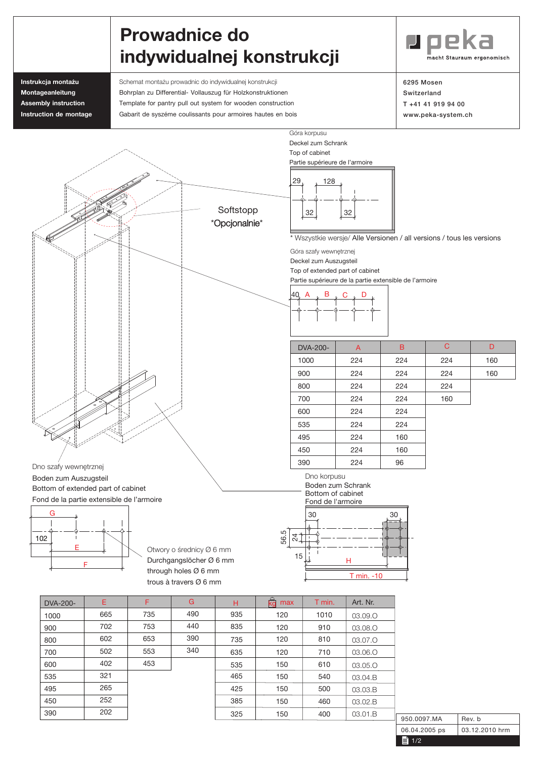# Prowadnice do indywidualnej konstrukcji

peka – macht Stauraum ergonomisch

**Instrukcja montażu**
**Montageanleitung**
**Assembly instruction**
**Instruction de montage**

Schemat montażu prowadnic do indywidualnej konstrukcji
Bohrplan zu Differential- Vollauszug für Holzkonstruktionen
Template for pantry pull out system for wooden construction
Gabarit de syszéme coulissants pour armoires hautes en bois

6295 Mosen
Switzerland
T +41 41 919 94 00
www.peka-system.ch

Góra korpusu
Deckel zum Schrank
Top of cabinet
Partie supérieure de l'armoire

29 — 128 — 32 — 32

Softstopp
*Opcjonalnie*

\* Wszystkie wersje/ Alle Versionen / all versions / tous les versions

Góra szafy wewnętrznej
Deckel zum Auszugsteil
Top of extended part of cabinet
Partie supérieure de la partie extensible de l'armoire

40 — A — B — C — D

| DVA-200- | A | B | C | D |
|---|---|---|---|---|
| 1000 | 224 | 224 | 224 | 160 |
| 900 | 224 | 224 | 224 | 160 |
| 800 | 224 | 224 | 224 | |
| 700 | 224 | 224 | 160 | |
| 600 | 224 | 224 | | |
| 535 | 224 | 224 | | |
| 495 | 224 | 160 | | |
| 450 | 224 | 160 | | |
| 390 | 224 | 96 | | |

Dno szafy wewnętrznej
Boden zum Auszugsteil
Bottom of extended part of cabinet
Fond de la partie extensible de l'armoire

G — 102 — E — F

Otwory o średnicy Ø 6 mm
Durchgangslöcher Ø 6 mm
through holes Ø 6 mm
trous à travers Ø 6 mm

Dno korpusu
Boden zum Schrank
Bottom of cabinet
Fond de l'armoire

30 — 30 — 56.5 — 24 — 15 — H — T min. -10

| DVA-200- | E | F | G | H | kg max | T min. | Art. Nr. |
|---|---|---|---|---|---|---|---|
| 1000 | 665 | 735 | 490 | 935 | 120 | 1010 | 03.09.O |
| 900 | 702 | 753 | 440 | 835 | 120 | 910 | 03.08.O |
| 800 | 602 | 653 | 390 | 735 | 120 | 810 | 03.07.O |
| 700 | 502 | 553 | 340 | 635 | 120 | 710 | 03.06.O |
| 600 | 402 | 453 | | 535 | 150 | 610 | 03.05.O |
| 535 | 321 | | | 465 | 150 | 540 | 03.04.B |
| 495 | 265 | | | 425 | 150 | 500 | 03.03.B |
| 450 | 252 | | | 385 | 150 | 460 | 03.02.B |
| 390 | 202 | | | 325 | 150 | 400 | 03.01.B |

| 950.0097.MA | Rev. b |
|---|---|
| 06.04.2005 ps | 03.12.2010 hrm |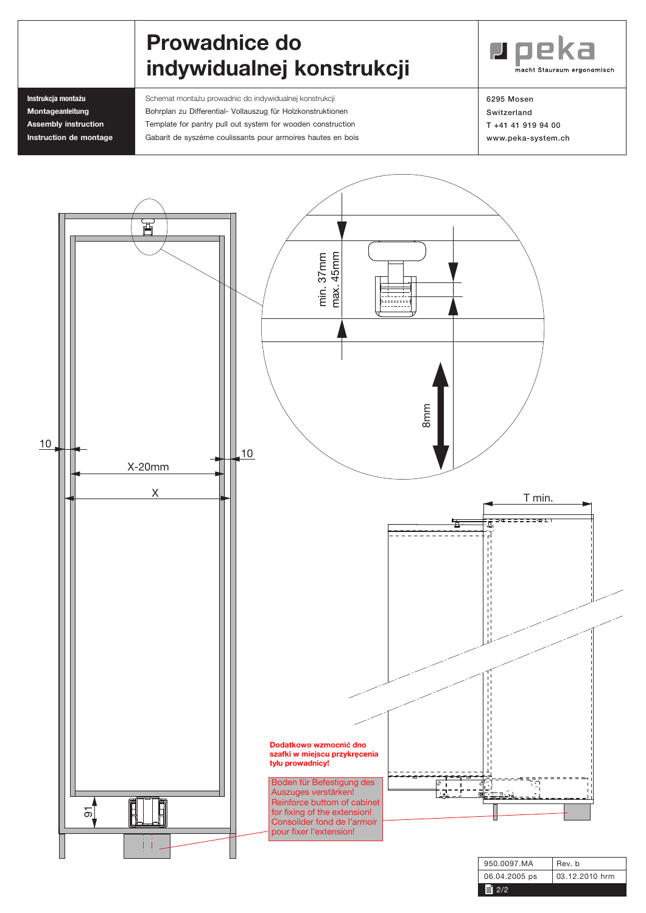# Prowadnice do indywidualnej konstrukcji

peka
macht Stauraum ergonomisch

**Instrukcja montażu**
**Montageanleitung**
**Assembly instruction**
**Instruction de montage**

Schemat montażu prowadnic do indywidualnej konstrukcji
Bohrplan zu Differential- Vollauszug für Holzkonstruktionen
Template for pantry pull out system for wooden construction
Gabarit de syszéme coulissants pour armoires hautes en bois

6295 Mosen
Switzerland
T +41 41 919 94 00
www.peka-system.ch

min. 37mm
max. 45mm

8mm

10

10

X-20mm

X

T min.

91

**Dodatkowo wzmocnić dno szafki w miejscu przykręcenia tyłu prowadnicy!**

Boden für Befestigung des Auszuges verstärken!
Reinforce buttom of cabinet for fixing of the extension!
Consolider fond de l'armoir pour fixer l'extension!

| | |
|---|---|
| 950.0097.MA | Rev. b |
| 06.04.2005 ps | 03.12.2010 hrm |